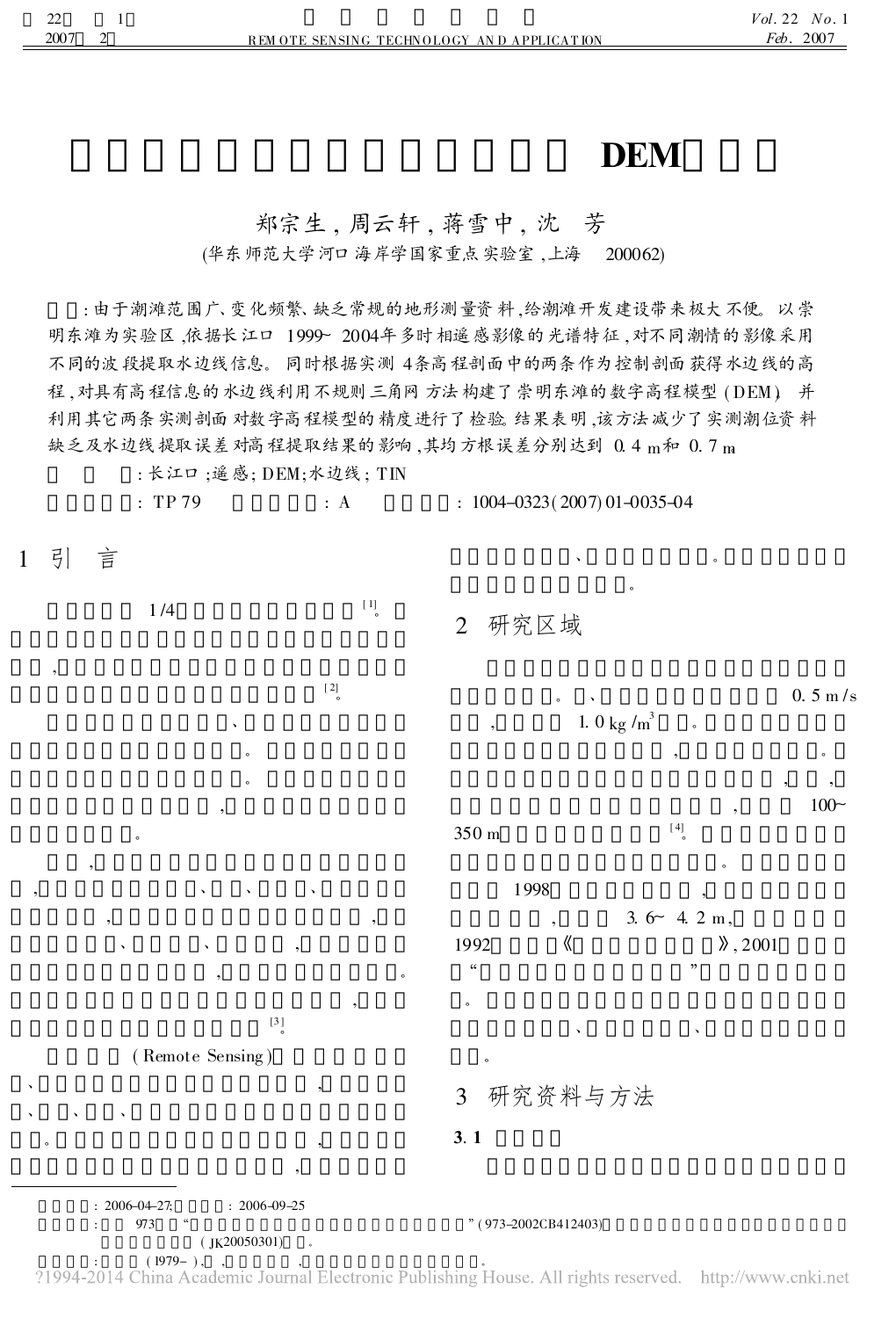# DEM

郑宗生, 周云轩, 蒋雪中, 沈 芳

(华东师范大学河口海岸学国家重点实验室,上海 200062)

:由于潮滩范围广、变化频繁、缺乏常规的地形测量资料,给潮滩开发建设带来极大不便。以崇明东滩为实验区,依据长江口 1999~2004年多时相遥感影像的光谱特征,对不同潮情的影像采用不同的波段提取水边线信息。同时根据实测 4条高程剖面中的两条作为控制剖面获得水边线的高程,对具有高程信息的水边线利用不规则三角网方法构建了崇明东滩的数字高程模型(DEM)。并利用其它两条实测剖面对数字高程模型的精度进行了检验。结果表明,该方法减少了实测潮位资料缺乏及水边线提取误差对高程提取结果的影响,其均方根误差分别达到 0.4 m和 0.7 m。

:长江口;遥感;DEM;水边线;TIN

: TP 79　　: A　　: 1004-0323(2007)01-0035-04

## 1 引 言

1/4 [1]。

, [2]。

、 。 。 , 。

, , 、 、 、 , , , 、 、 , , 。 , [3]。

(Remote Sensing) 、 , 、 、 、 。 , ,

、 。 。

## 2 研究区域

。 、 0.5 m/s , 1.0 kg/$m^3$ 。 , 。 , , , 100~350 m [4]。 。 1998 , , 3.6~4.2 m, 1992 《 》, 2001 " " 。 、 、 。

## 3 研究资料与方法

### 3.1

---

: 2006-04-27; : 2006-09-25

: 973 " " (973-2002CB412403) (JK20050301) 。

: (1979-), , , 。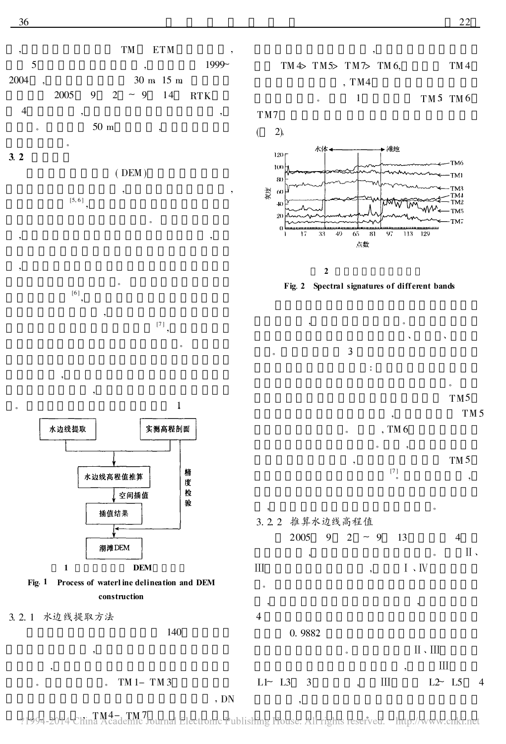, TM ETM ,
5 , 1999~2004 , 30 m 15 m
2005 9 2 ~ 9 14 RTK
4 , ,
。 50 m ,
。

**3.2**

(DEM)
, ,
[5,6],
。
, ,
,
。
[6],
,
[7],
。
,
,
。 1

水边线提取 → 水边线高程值推算 ← 实测高程剖面

水边线高程值推算 → 空间插值 → 插值结果 → 潮滩DEM

实测高程剖面 → 精度检验 → 潮滩DEM

1 DEM

**Fig. 1 Process of waterline delineation and DEM construction**

3.2.1 水边线提取方法

140
,
,
。 。 TM1- TM3
, DN
, TM4- TM7

,
TM4> TM5> TM7> TM6, TM4
, TM4
。 1 TM5 TM6
TM7
( 2).

水体 滩地

灰度

点数

TM6, TM1, TM3, TM4, TM2, TM5, TM7

2

**Fig. 2 Spectral signatures of different bands**

,
。
、 、
。 3
:
。
TM5
, TM5
。 , TM6
。 ,
, TM5
[7]。 ,
, 。

3.2.2 推算水边线高程值

2005 9 2 ~ 9 13 4
, 。 II、
III , I、IV
。
, ,
4
0.9882
。 II、III
, III
L1~ L3 3 , III L2~ L5 4
,
。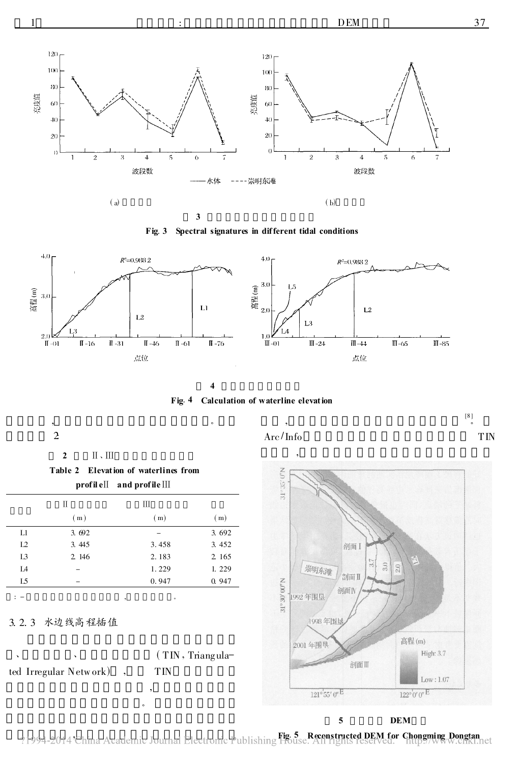Fig. 3 Spectral signatures in different tidal conditions

Fig. 4 Calculation of waterline elevation

，。2

Table 2 Elevation of waterlines from profile Ⅱ and profile Ⅲ

| | Ⅱ (m) | Ⅲ (m) | (m) |
|---|---|---|---|
| L1 | 3.692 | – | 3.692 |
| L2 | 3.445 | 3.458 | 3.452 |
| L3 | 2.146 | 2.183 | 2.165 |
| L4 | – | 1.229 | 1.229 |
| L5 | – | 0.947 | 0.947 |

: -，。

### 3.2.3 水边线高程插值

、、(TIN，Triangulated Irregular Network)，TIN，。，

，[8]。Arc/Info TIN，

图 5 DEM

Fig. 5 Reconstructed DEM for Chongming Dongtan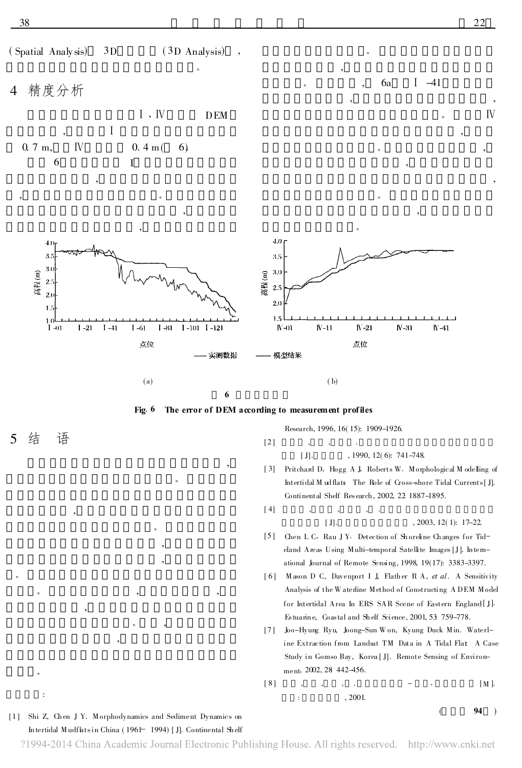(Spatial Analysis) 3D (3D Analysis) ,

。

## 4 精度分析

Ⅰ、Ⅳ DEM

, Ⅰ

0.7 m, Ⅳ 0.4 m( 6)

6 Ⅰ

,

, 。

,

,

。

, 。 , 6a Ⅰ -41

, ,

。 Ⅳ

,

。 ,

,

,

。

,

。

(a) (b)

图 6

**Fig. 6 The error of DEM according to measurement profiles**

## 5 结 语

,

。

,

。

,

,

。

。 , ,

,

。 ,

,

。

:

[1] Shi Z, Chen J Y. Morphodynamics and Sediment Dynamics on Intertidal Mudflats in China (1961- 1994) [J]. Continental Shelf Research, 1996, 16(15): 1909-1926.

[2] , , . [J]. , 1990, 12(6): 741-748.

[3] Pritchard D, Hogg A J, Roberts W. Morphological Modelling of Intertidal Mudflats The Role of Cross-shore Tidal Currents[J]. Continental Shelf Research, 2002, 22 1887-1895.

[4] , , , . [J]. , 2003, 12(1): 17-22.

[5] Chen L C, Rau J Y. Detection of Shoreline Changes for Tideland Areas Using Multi-temporal Satellite Images[J]. International Journal of Remote Sensing, 1998, 19(17): 3383-3397.

[6] Mason D C, Davenport I J, Flather R A, *et al*. A Sensitivity Analysis of the Waterline Method of Constructing A DEM Model for Intertidal Area In ERS SAR Scene of Eastern England[J]. Estuarine, Coastal and Shelf Science, 2001, 53 759-778.

[7] Joo-Hyung Ryu, Joong-Sun Won, Kyung Duck Min. Waterline Extraction from Landsat TM Data in A Tidal Flat A Case Study in Gomso Bay, Korea[J]. Remote Sensing of Environment, 2002, 28 442-456.

[8] , , , . - 、 [M]. : , 2001.

( 94 )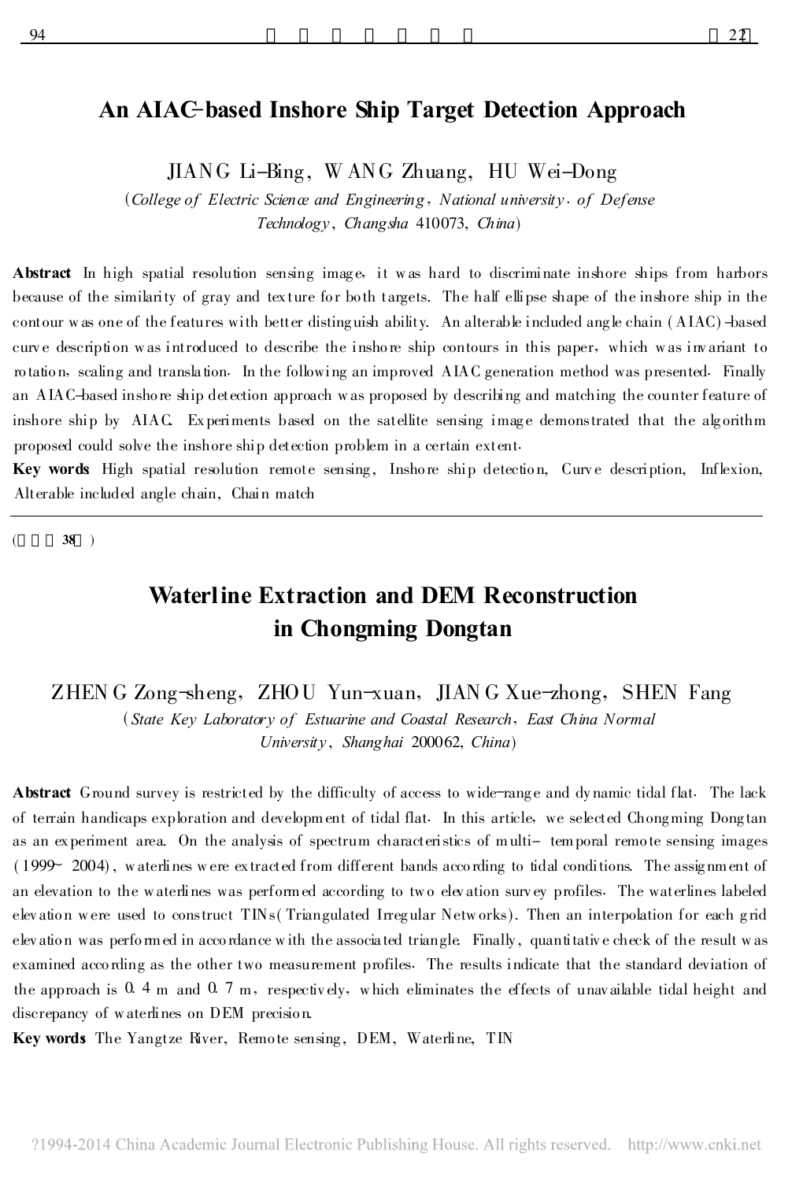# An AIAC-based Inshore Ship Target Detection Approach

JIANG Li-Bing, WANG Zhuang, HU Wei-Dong

(*College of Electric Science and Engineering, National university. of Defense Technology, Changsha* 410073, *China*)

**Abstract** In high spatial resolution sensing image, it was hard to discriminate inshore ships from harbors because of the similarity of gray and texture for both targets. The half ellipse shape of the inshore ship in the contour was one of the features with better distinguish ability. An alterable included angle chain (AIAC)-based curve description was introduced to describe the inshore ship contours in this paper, which was invariant to rotation, scaling and translation. In the following an improved AIAC generation method was presented. Finally an AIAC-based inshore ship detection approach was proposed by describing and matching the counter feature of inshore ship by AIAC. Experiments based on the satellite sensing image demonstrated that the algorithm proposed could solve the inshore ship detection problem in a certain extent.

**Key words** High spatial resolution remote sensing, Inshore ship detection, Curve description, Inflexion, Alterable included angle chain, Chain match

---

(上接第 38 页)

# Waterline Extraction and DEM Reconstruction in Chongming Dongtan

ZHENG Zong-sheng, ZHOU Yun-xuan, JIANG Xue-zhong, SHEN Fang

(*State Key Laboratory of Estuarine and Coastal Research, East China Normal University, Shanghai* 200062, *China*)

**Abstract** Ground survey is restricted by the difficulty of access to wide-range and dynamic tidal flat. The lack of terrain handicaps exploration and development of tidal flat. In this article, we selected Chongming Dongtan as an experiment area. On the analysis of spectrum characteristics of multi-temporal remote sensing images (1999~2004), waterlines were extracted from different bands according to tidal conditions. The assignment of an elevation to the waterlines was performed according to two elevation survey profiles. The waterlines labeled elevation were used to construct TINs (Triangulated Irregular Networks). Then an interpolation for each grid elevation was performed in accordance with the associated triangle. Finally, quantitative check of the result was examined according as the other two measurement profiles. The results indicate that the standard deviation of the approach is 0.4 m and 0.7 m, respectively, which eliminates the effects of unavailable tidal height and discrepancy of waterlines on DEM precision.

**Key words** The Yangtze River, Remote sensing, DEM, Waterline, TIN